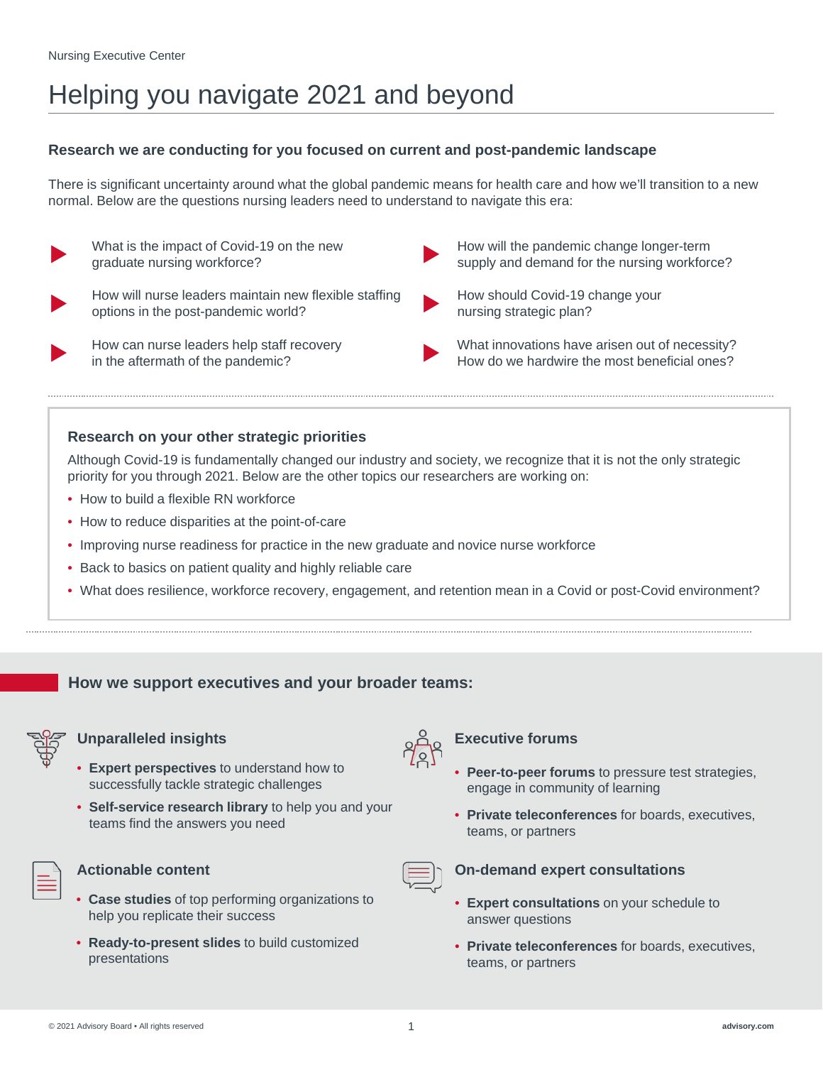Nursing Executive Center

# Helping you navigate 2021 and beyond

### Research we are conducting for you focused on current and post-pandemic landscape

There is significant uncertainty around what the global pandemic means for health care and how we'll transition to a new normal. Below are the questions nursing leaders need to understand to navigate this era:

- What is the impact of Covid-19 on the new graduate nursing workforce?
- How will nurse leaders maintain new flexible staffing options in the post-pandemic world?
- How can nurse leaders help staff recovery in the aftermath of the pandemic?
- How will the pandemic change longer-term supply and demand for the nursing workforce?
- How should Covid-19 change your nursing strategic plan?
- What innovations have arisen out of necessity? How do we hardwire the most beneficial ones?

### Research on your other strategic priorities

Although Covid-19 is fundamentally changed our industry and society, we recognize that it is not the only strategic priority for you through 2021. Below are the other topics our researchers are working on:

- How to build a flexible RN workforce
- How to reduce disparities at the point-of-care
- Improving nurse readiness for practice in the new graduate and novice nurse workforce
- Back to basics on patient quality and highly reliable care
- What does resilience, workforce recovery, engagement, and retention mean in a Covid or post-Covid environment?

## How we support executives and your broader teams:

### Unparalleled insights

- **Expert perspectives** to understand how to successfully tackle strategic challenges
- **Self-service research library** to help you and your teams find the answers you need

### Actionable content

- **Case studies** of top performing organizations to help you replicate their success
- **Ready-to-present slides** to build customized presentations

### Executive forums

- **Peer-to-peer forums** to pressure test strategies, engage in community of learning
- **Private teleconferences** for boards, executives, teams, or partners

### On-demand expert consultations

- **Expert consultations** on your schedule to answer questions
- **Private teleconferences** for boards, executives, teams, or partners

© 2021 Advisory Board • All rights reserved | advisory.com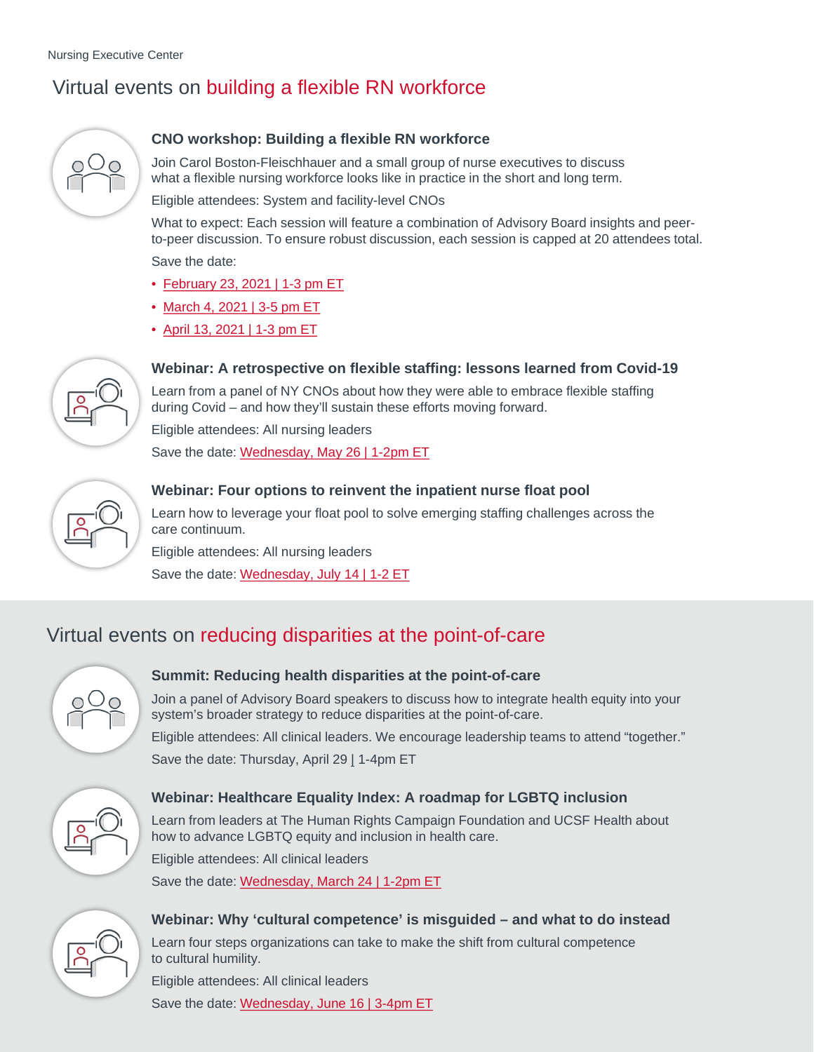Nursing Executive Center

## Virtual events on building a flexible RN workforce

### CNO workshop: Building a flexible RN workforce

Join Carol Boston-Fleischhauer and a small group of nurse executives to discuss what a flexible nursing workforce looks like in practice in the short and long term.

Eligible attendees: System and facility-level CNOs

What to expect: Each session will feature a combination of Advisory Board insights and peer-to-peer discussion. To ensure robust discussion, each session is capped at 20 attendees total.

Save the date:

- February 23, 2021 | 1-3 pm ET
- March 4, 2021 | 3-5 pm ET
- April 13, 2021 | 1-3 pm ET

### Webinar: A retrospective on flexible staffing: lessons learned from Covid-19

Learn from a panel of NY CNOs about how they were able to embrace flexible staffing during Covid – and how they'll sustain these efforts moving forward.

Eligible attendees: All nursing leaders

Save the date: Wednesday, May 26 | 1-2pm ET

### Webinar: Four options to reinvent the inpatient nurse float pool

Learn how to leverage your float pool to solve emerging staffing challenges across the care continuum.

Eligible attendees: All nursing leaders

Save the date: Wednesday, July 14 | 1-2 ET

## Virtual events on reducing disparities at the point-of-care

### Summit: Reducing health disparities at the point-of-care

Join a panel of Advisory Board speakers to discuss how to integrate health equity into your system's broader strategy to reduce disparities at the point-of-care.

Eligible attendees: All clinical leaders. We encourage leadership teams to attend "together."

Save the date: Thursday, April 29 | 1-4pm ET

### Webinar: Healthcare Equality Index: A roadmap for LGBTQ inclusion

Learn from leaders at The Human Rights Campaign Foundation and UCSF Health about how to advance LGBTQ equity and inclusion in health care.

Eligible attendees: All clinical leaders

Save the date: Wednesday, March 24 | 1-2pm ET

### Webinar: Why 'cultural competence' is misguided – and what to do instead

Learn four steps organizations can take to make the shift from cultural competence to cultural humility.

Eligible attendees: All clinical leaders

Save the date: Wednesday, June 16 | 3-4pm ET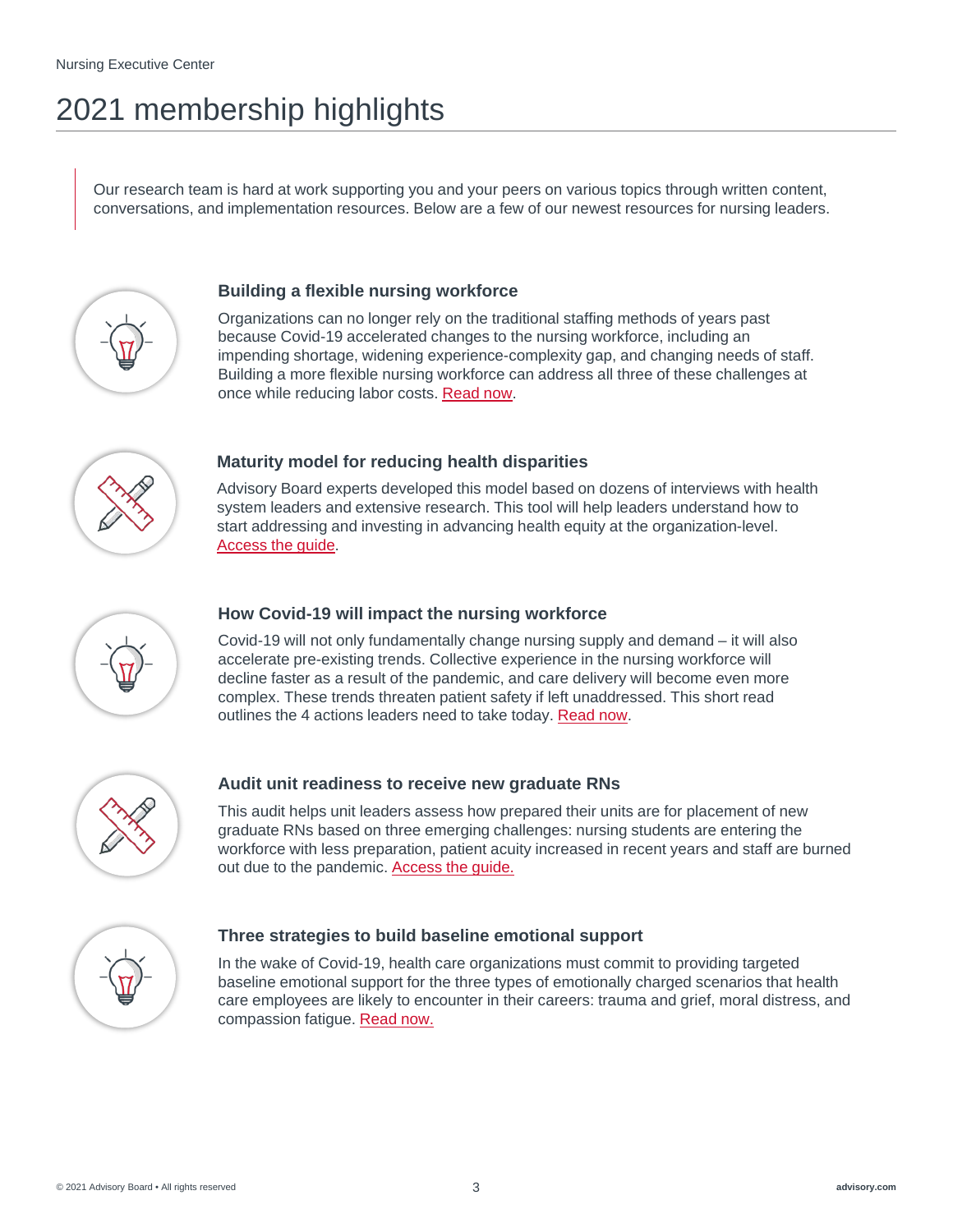# 2021 membership highlights

Our research team is hard at work supporting you and your peers on various topics through written content, conversations, and implementation resources. Below are a few of our newest resources for nursing leaders.

### Building a flexible nursing workforce

Organizations can no longer rely on the traditional staffing methods of years past because Covid-19 accelerated changes to the nursing workforce, including an impending shortage, widening experience-complexity gap, and changing needs of staff. Building a more flexible nursing workforce can address all three of these challenges at once while reducing labor costs. Read now.

### Maturity model for reducing health disparities

Advisory Board experts developed this model based on dozens of interviews with health system leaders and extensive research. This tool will help leaders understand how to start addressing and investing in advancing health equity at the organization-level. Access the guide.

### How Covid-19 will impact the nursing workforce

Covid-19 will not only fundamentally change nursing supply and demand – it will also accelerate pre-existing trends. Collective experience in the nursing workforce will decline faster as a result of the pandemic, and care delivery will become even more complex. These trends threaten patient safety if left unaddressed. This short read outlines the 4 actions leaders need to take today. Read now.

### Audit unit readiness to receive new graduate RNs

This audit helps unit leaders assess how prepared their units are for placement of new graduate RNs based on three emerging challenges: nursing students are entering the workforce with less preparation, patient acuity increased in recent years and staff are burned out due to the pandemic. Access the guide.

### Three strategies to build baseline emotional support

In the wake of Covid-19, health care organizations must commit to providing targeted baseline emotional support for the three types of emotionally charged scenarios that health care employees are likely to encounter in their careers: trauma and grief, moral distress, and compassion fatigue. Read now.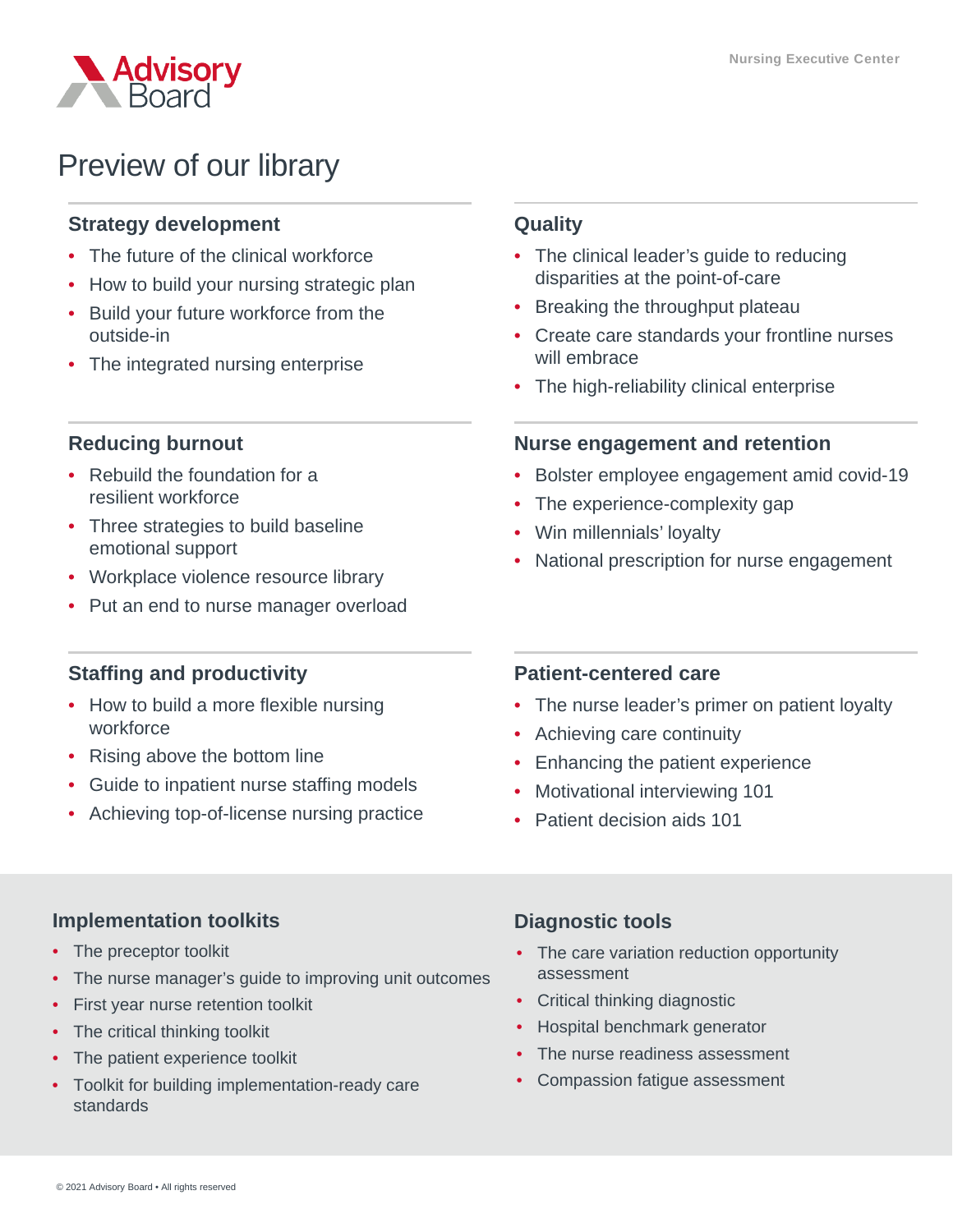# Preview of our library

## Strategy development

- The future of the clinical workforce
- How to build your nursing strategic plan
- Build your future workforce from the outside-in
- The integrated nursing enterprise

## Quality

- The clinical leader's guide to reducing disparities at the point-of-care
- Breaking the throughput plateau
- Create care standards your frontline nurses will embrace
- The high-reliability clinical enterprise

## Reducing burnout

- Rebuild the foundation for a resilient workforce
- Three strategies to build baseline emotional support
- Workplace violence resource library
- Put an end to nurse manager overload

## Nurse engagement and retention

- Bolster employee engagement amid covid-19
- The experience-complexity gap
- Win millennials' loyalty
- National prescription for nurse engagement

## Staffing and productivity

- How to build a more flexible nursing workforce
- Rising above the bottom line
- Guide to inpatient nurse staffing models
- Achieving top-of-license nursing practice

## Patient-centered care

- The nurse leader's primer on patient loyalty
- Achieving care continuity
- Enhancing the patient experience
- Motivational interviewing 101
- Patient decision aids 101

## Implementation toolkits

- The preceptor toolkit
- The nurse manager's guide to improving unit outcomes
- First year nurse retention toolkit
- The critical thinking toolkit
- The patient experience toolkit
- Toolkit for building implementation-ready care standards

## Diagnostic tools

- The care variation reduction opportunity assessment
- Critical thinking diagnostic
- Hospital benchmark generator
- The nurse readiness assessment
- Compassion fatigue assessment

© 2021 Advisory Board • All rights reserved